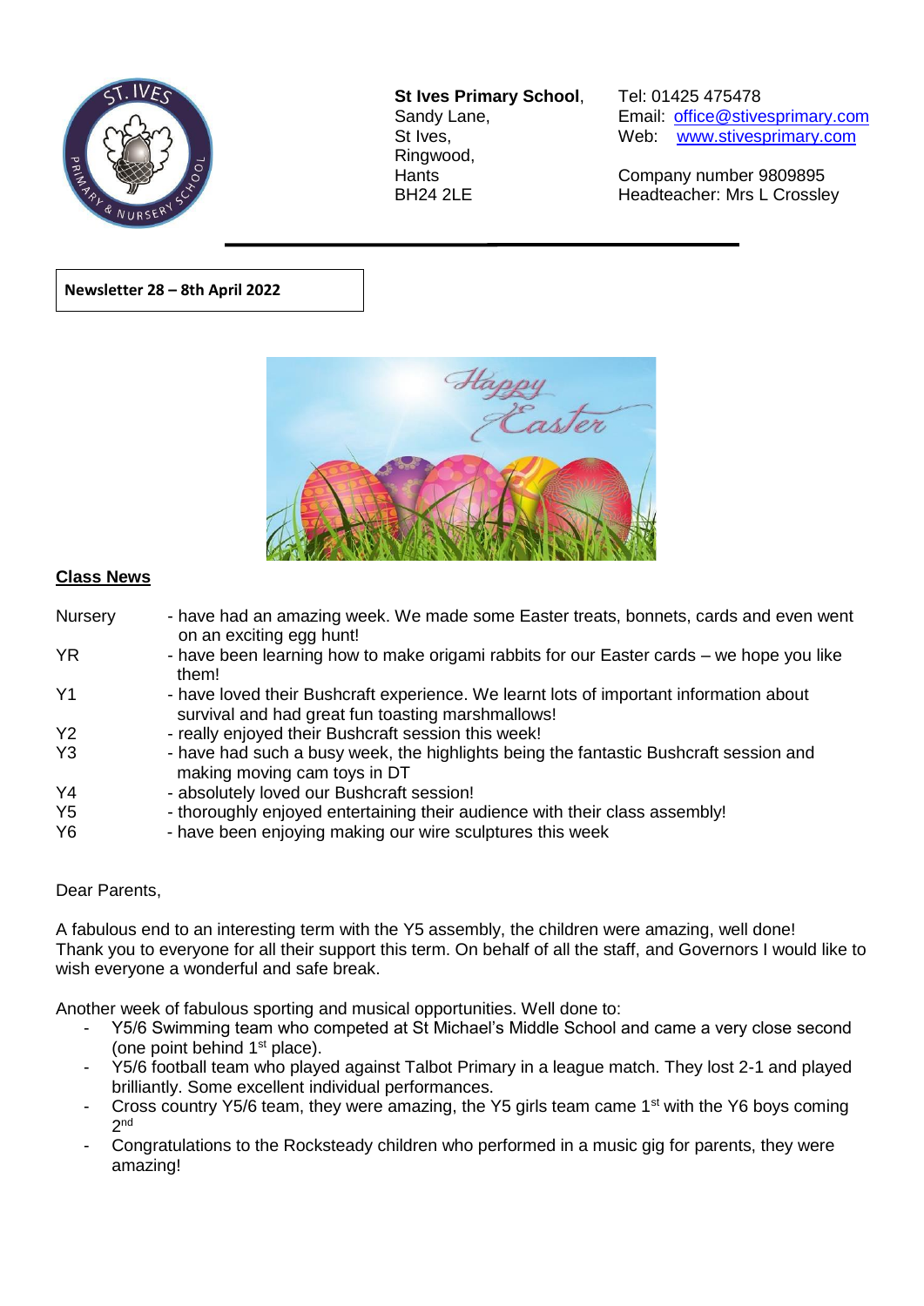**St Ives Primary School**,
Sandy Lane,
St Ives,
Ringwood,
Hants
BH24 2LE

Tel: 01425 475478
Email: office@stivesprimary.com
Web: www.stivesprimary.com

Company number 9809895
Headteacher: Mrs L Crossley

**Newsletter 28 – 8th April 2022**

## Class News

| | |
|---|---|
| Nursery | - have had an amazing week. We made some Easter treats, bonnets, cards and even went on an exciting egg hunt! |
| YR | - have been learning how to make origami rabbits for our Easter cards – we hope you like them! |
| Y1 | - have loved their Bushcraft experience. We learnt lots of important information about survival and had great fun toasting marshmallows! |
| Y2 | - really enjoyed their Bushcraft session this week! |
| Y3 | - have had such a busy week, the highlights being the fantastic Bushcraft session and making moving cam toys in DT |
| Y4 | - absolutely loved our Bushcraft session! |
| Y5 | - thoroughly enjoyed entertaining their audience with their class assembly! |
| Y6 | - have been enjoying making our wire sculptures this week |

Dear Parents,

A fabulous end to an interesting term with the Y5 assembly, the children were amazing, well done! Thank you to everyone for all their support this term. On behalf of all the staff, and Governors I would like to wish everyone a wonderful and safe break.

Another week of fabulous sporting and musical opportunities. Well done to:

- Y5/6 Swimming team who competed at St Michael's Middle School and came a very close second (one point behind 1st place).
- Y5/6 football team who played against Talbot Primary in a league match. They lost 2-1 and played brilliantly. Some excellent individual performances.
- Cross country Y5/6 team, they were amazing, the Y5 girls team came 1st with the Y6 boys coming 2nd
- Congratulations to the Rocksteady children who performed in a music gig for parents, they were amazing!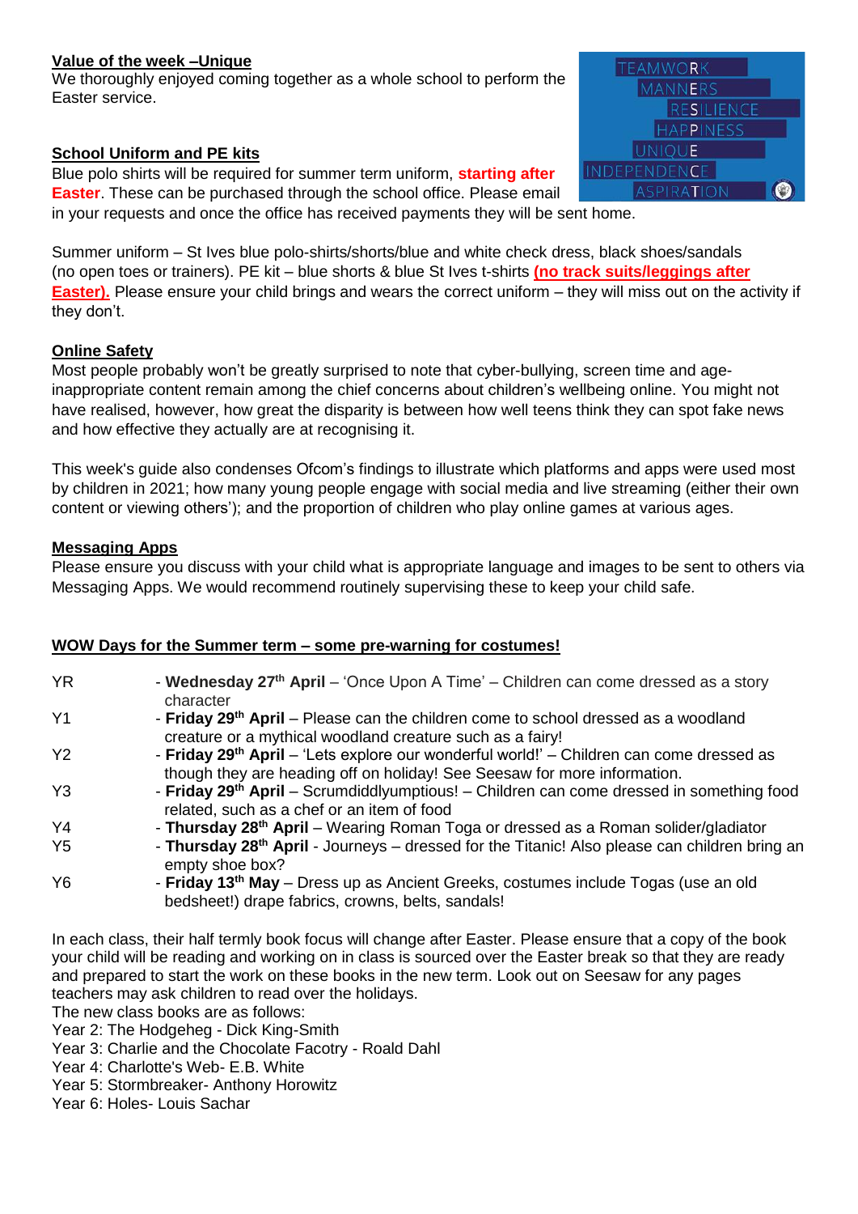**Value of the week –Unique**

We thoroughly enjoyed coming together as a whole school to perform the Easter service.

TEAMWORK
MANNERS
RESILIENCE
HAPPINESS
UNIQUE
INDEPENDENCE
ASPIRATION

**School Uniform and PE kits**

Blue polo shirts will be required for summer term uniform, **starting after Easter**. These can be purchased through the school office. Please email in your requests and once the office has received payments they will be sent home.

Summer uniform – St Ives blue polo-shirts/shorts/blue and white check dress, black shoes/sandals (no open toes or trainers). PE kit – blue shorts & blue St Ives t-shirts **(no track suits/leggings after Easter).** Please ensure your child brings and wears the correct uniform – they will miss out on the activity if they don't.

**Online Safety**

Most people probably won't be greatly surprised to note that cyber-bullying, screen time and age-inappropriate content remain among the chief concerns about children's wellbeing online. You might not have realised, however, how great the disparity is between how well teens think they can spot fake news and how effective they actually are at recognising it.

This week's guide also condenses Ofcom's findings to illustrate which platforms and apps were used most by children in 2021; how many young people engage with social media and live streaming (either their own content or viewing others'); and the proportion of children who play online games at various ages.

**Messaging Apps**

Please ensure you discuss with your child what is appropriate language and images to be sent to others via Messaging Apps. We would recommend routinely supervising these to keep your child safe.

**WOW Days for the Summer term – some pre-warning for costumes!**

| | |
|---|---|
| YR | - **Wednesday 27th April** – 'Once Upon A Time' – Children can come dressed as a story character |
| Y1 | - **Friday 29th April** – Please can the children come to school dressed as a woodland creature or a mythical woodland creature such as a fairy! |
| Y2 | - **Friday 29th April** – 'Lets explore our wonderful world!' – Children can come dressed as though they are heading off on holiday! See Seesaw for more information. |
| Y3 | - **Friday 29th April** – Scrumdiddlyumptious! – Children can come dressed in something food related, such as a chef or an item of food |
| Y4 | - **Thursday 28th April** – Wearing Roman Toga or dressed as a Roman solider/gladiator |
| Y5 | - **Thursday 28th April** - Journeys – dressed for the Titanic! Also please can children bring an empty shoe box? |
| Y6 | - **Friday 13th May** – Dress up as Ancient Greeks, costumes include Togas (use an old bedsheet!) drape fabrics, crowns, belts, sandals! |

In each class, their half termly book focus will change after Easter. Please ensure that a copy of the book your child will be reading and working on in class is sourced over the Easter break so that they are ready and prepared to start the work on these books in the new term. Look out on Seesaw for any pages teachers may ask children to read over the holidays.

The new class books are as follows:

Year 2: The Hodgeheg - Dick King-Smith
Year 3: Charlie and the Chocolate Facotry - Roald Dahl
Year 4: Charlotte's Web- E.B. White
Year 5: Stormbreaker- Anthony Horowitz
Year 6: Holes- Louis Sachar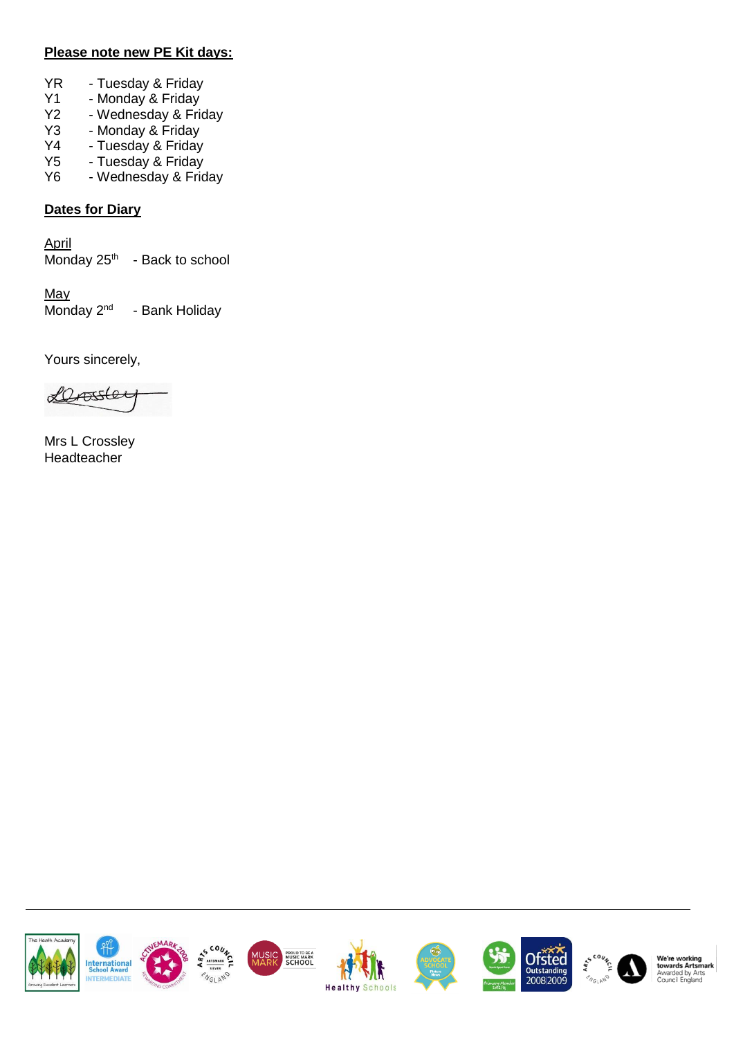**Please note new PE Kit days:**

YR - Tuesday & Friday
Y1 - Monday & Friday
Y2 - Wednesday & Friday
Y3 - Monday & Friday
Y4 - Tuesday & Friday
Y5 - Tuesday & Friday
Y6 - Wednesday & Friday

**Dates for Diary**

April
Monday 25th - Back to school

May
Monday 2nd - Bank Holiday

Yours sincerely,

Mrs L Crossley
Headteacher